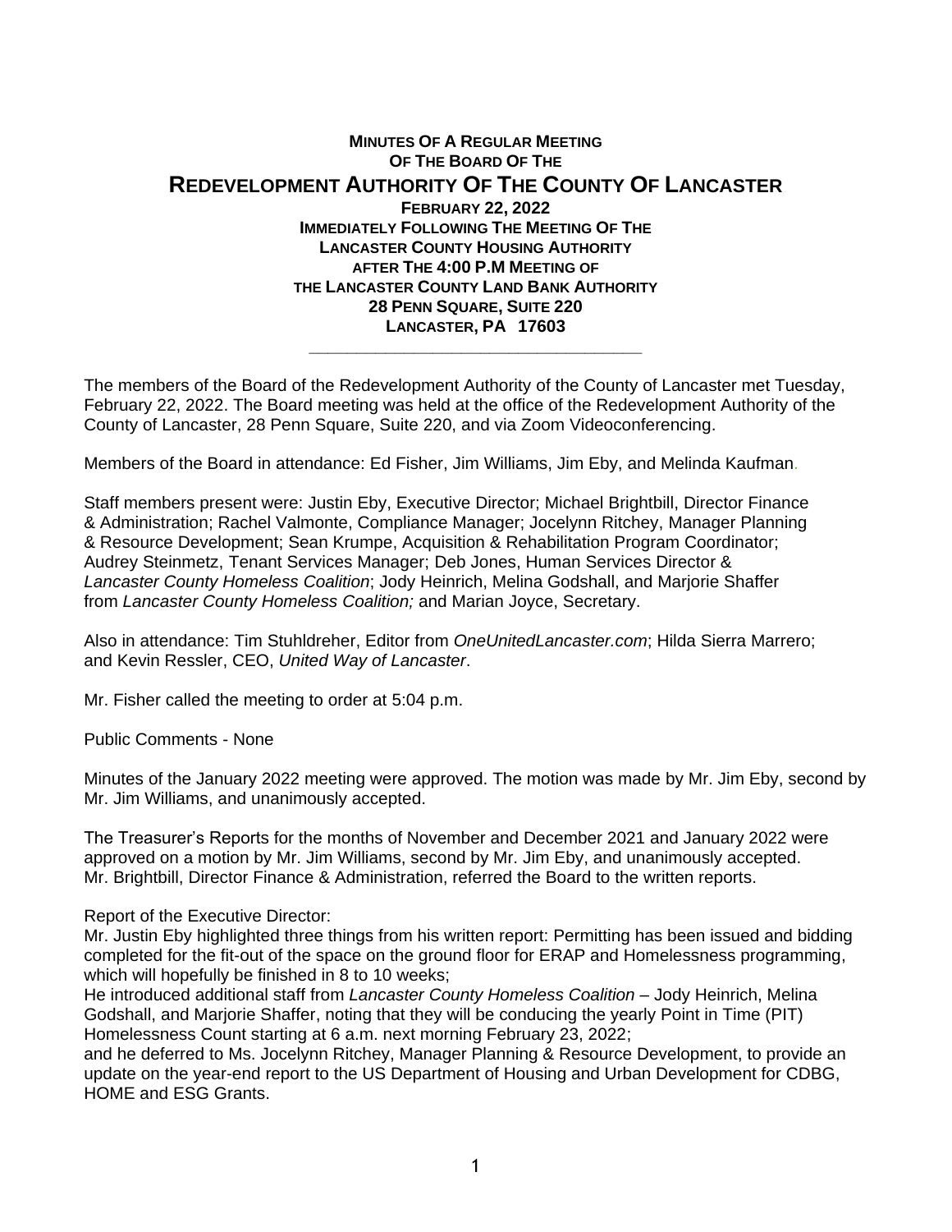**MINUTES OF A REGULAR MEETING**
**OF THE BOARD OF THE**

# REDEVELOPMENT AUTHORITY OF THE COUNTY OF LANCASTER

**FEBRUARY 22, 2022**
**IMMEDIATELY FOLLOWING THE MEETING OF THE**
**LANCASTER COUNTY HOUSING AUTHORITY**
**AFTER THE 4:00 P.M MEETING OF**
**THE LANCASTER COUNTY LAND BANK AUTHORITY**
**28 PENN SQUARE, SUITE 220**
**LANCASTER, PA 17603**

---

The members of the Board of the Redevelopment Authority of the County of Lancaster met Tuesday, February 22, 2022. The Board meeting was held at the office of the Redevelopment Authority of the County of Lancaster, 28 Penn Square, Suite 220, and via Zoom Videoconferencing.

Members of the Board in attendance: Ed Fisher, Jim Williams, Jim Eby, and Melinda Kaufman.

Staff members present were: Justin Eby, Executive Director; Michael Brightbill, Director Finance & Administration; Rachel Valmonte, Compliance Manager; Jocelynn Ritchey, Manager Planning & Resource Development; Sean Krumpe, Acquisition & Rehabilitation Program Coordinator; Audrey Steinmetz, Tenant Services Manager; Deb Jones, Human Services Director & *Lancaster County Homeless Coalition*; Jody Heinrich, Melina Godshall, and Marjorie Shaffer from *Lancaster County Homeless Coalition;* and Marian Joyce, Secretary.

Also in attendance: Tim Stuhldreher, Editor from *OneUnitedLancaster.com*; Hilda Sierra Marrero; and Kevin Ressler, CEO, *United Way of Lancaster*.

Mr. Fisher called the meeting to order at 5:04 p.m.

Public Comments - None

Minutes of the January 2022 meeting were approved. The motion was made by Mr. Jim Eby, second by Mr. Jim Williams, and unanimously accepted.

The Treasurer's Reports for the months of November and December 2021 and January 2022 were approved on a motion by Mr. Jim Williams, second by Mr. Jim Eby, and unanimously accepted. Mr. Brightbill, Director Finance & Administration, referred the Board to the written reports.

Report of the Executive Director:
Mr. Justin Eby highlighted three things from his written report: Permitting has been issued and bidding completed for the fit-out of the space on the ground floor for ERAP and Homelessness programming, which will hopefully be finished in 8 to 10 weeks;
He introduced additional staff from *Lancaster County Homeless Coalition* – Jody Heinrich, Melina Godshall, and Marjorie Shaffer, noting that they will be conducing the yearly Point in Time (PIT) Homelessness Count starting at 6 a.m. next morning February 23, 2022;
and he deferred to Ms. Jocelynn Ritchey, Manager Planning & Resource Development, to provide an update on the year-end report to the US Department of Housing and Urban Development for CDBG, HOME and ESG Grants.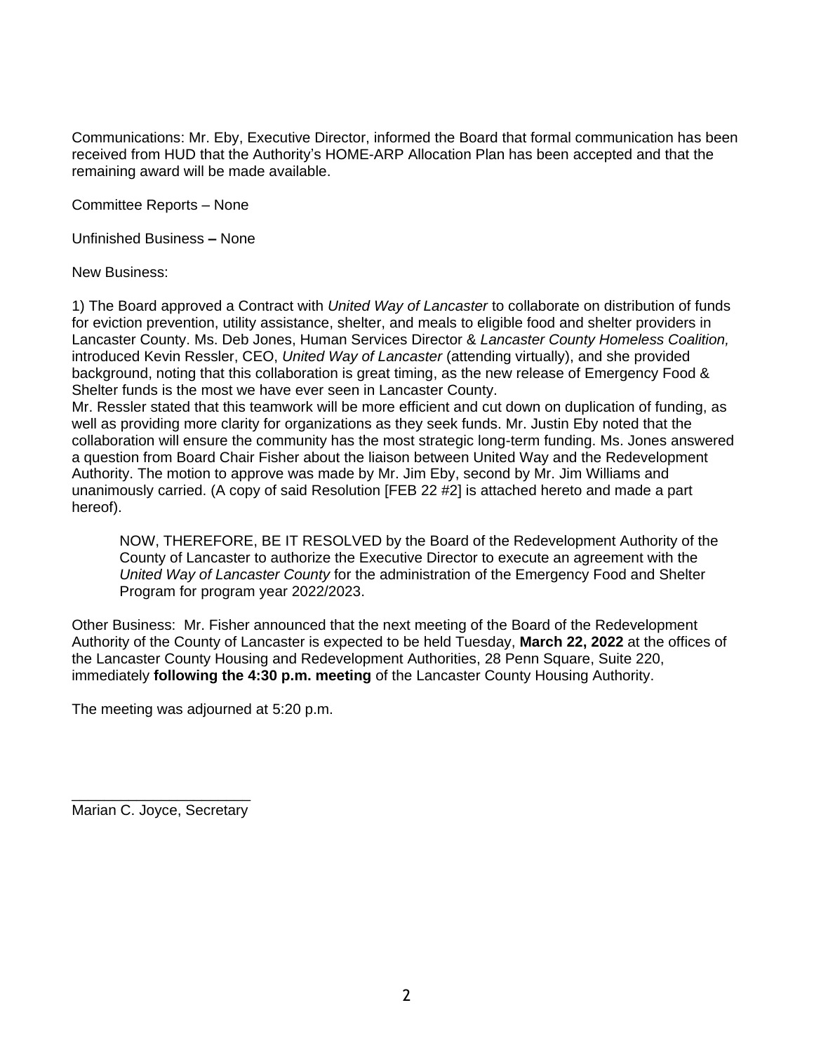Communications: Mr. Eby, Executive Director, informed the Board that formal communication has been received from HUD that the Authority's HOME-ARP Allocation Plan has been accepted and that the remaining award will be made available.

Committee Reports – None

Unfinished Business **–** None

New Business:

1) The Board approved a Contract with *United Way of Lancaster* to collaborate on distribution of funds for eviction prevention, utility assistance, shelter, and meals to eligible food and shelter providers in Lancaster County. Ms. Deb Jones, Human Services Director & *Lancaster County Homeless Coalition,* introduced Kevin Ressler, CEO, *United Way of Lancaster* (attending virtually), and she provided background, noting that this collaboration is great timing, as the new release of Emergency Food & Shelter funds is the most we have ever seen in Lancaster County.
Mr. Ressler stated that this teamwork will be more efficient and cut down on duplication of funding, as well as providing more clarity for organizations as they seek funds. Mr. Justin Eby noted that the collaboration will ensure the community has the most strategic long-term funding. Ms. Jones answered a question from Board Chair Fisher about the liaison between United Way and the Redevelopment Authority. The motion to approve was made by Mr. Jim Eby, second by Mr. Jim Williams and unanimously carried. (A copy of said Resolution [FEB 22 #2] is attached hereto and made a part hereof).

> NOW, THEREFORE, BE IT RESOLVED by the Board of the Redevelopment Authority of the County of Lancaster to authorize the Executive Director to execute an agreement with the *United Way of Lancaster County* for the administration of the Emergency Food and Shelter Program for program year 2022/2023.

Other Business: Mr. Fisher announced that the next meeting of the Board of the Redevelopment Authority of the County of Lancaster is expected to be held Tuesday, **March 22, 2022** at the offices of the Lancaster County Housing and Redevelopment Authorities, 28 Penn Square, Suite 220, immediately **following the 4:30 p.m. meeting** of the Lancaster County Housing Authority.

The meeting was adjourned at 5:20 p.m.

______________________
Marian C. Joyce, Secretary